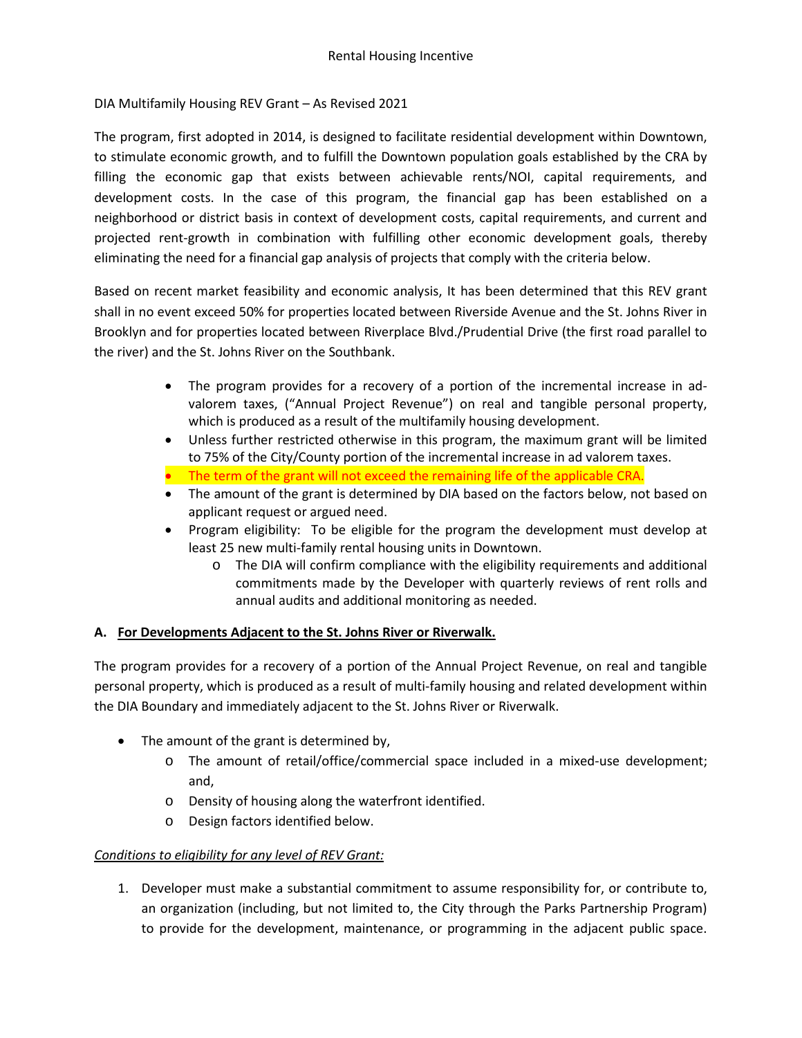Rental Housing Incentive

DIA Multifamily Housing REV Grant – As Revised 2021

The program, first adopted in 2014, is designed to facilitate residential development within Downtown, to stimulate economic growth, and to fulfill the Downtown population goals established by the CRA by filling the economic gap that exists between achievable rents/NOI, capital requirements, and development costs. In the case of this program, the financial gap has been established on a neighborhood or district basis in context of development costs, capital requirements, and current and projected rent-growth in combination with fulfilling other economic development goals, thereby eliminating the need for a financial gap analysis of projects that comply with the criteria below.

Based on recent market feasibility and economic analysis, It has been determined that this REV grant shall in no event exceed 50% for properties located between Riverside Avenue and the St. Johns River in Brooklyn and for properties located between Riverplace Blvd./Prudential Drive (the first road parallel to the river) and the St. Johns River on the Southbank.

- The program provides for a recovery of a portion of the incremental increase in ad-valorem taxes, ("Annual Project Revenue") on real and tangible personal property, which is produced as a result of the multifamily housing development.
- Unless further restricted otherwise in this program, the maximum grant will be limited to 75% of the City/County portion of the incremental increase in ad valorem taxes.
- The term of the grant will not exceed the remaining life of the applicable CRA.
- The amount of the grant is determined by DIA based on the factors below, not based on applicant request or argued need.
- Program eligibility: To be eligible for the program the development must develop at least 25 new multi-family rental housing units in Downtown.
    - The DIA will confirm compliance with the eligibility requirements and additional commitments made by the Developer with quarterly reviews of rent rolls and annual audits and additional monitoring as needed.

## A. <u>For Developments Adjacent to the St. Johns River or Riverwalk.</u>

The program provides for a recovery of a portion of the Annual Project Revenue, on real and tangible personal property, which is produced as a result of multi-family housing and related development within the DIA Boundary and immediately adjacent to the St. Johns River or Riverwalk.

- The amount of the grant is determined by,
    - The amount of retail/office/commercial space included in a mixed-use development; and,
    - Density of housing along the waterfront identified.
    - Design factors identified below.

*<u>Conditions to eligibility for any level of REV Grant:</u>*

1. Developer must make a substantial commitment to assume responsibility for, or contribute to, an organization (including, but not limited to, the City through the Parks Partnership Program) to provide for the development, maintenance, or programming in the adjacent public space.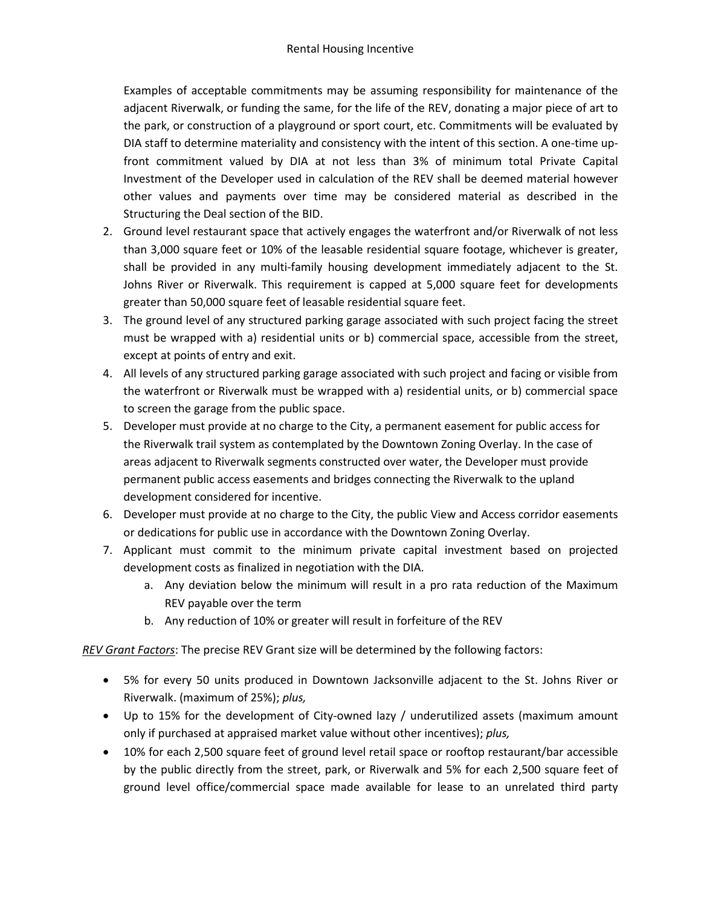Examples of acceptable commitments may be assuming responsibility for maintenance of the adjacent Riverwalk, or funding the same, for the life of the REV, donating a major piece of art to the park, or construction of a playground or sport court, etc. Commitments will be evaluated by DIA staff to determine materiality and consistency with the intent of this section. A one-time up-front commitment valued by DIA at not less than 3% of minimum total Private Capital Investment of the Developer used in calculation of the REV shall be deemed material however other values and payments over time may be considered material as described in the Structuring the Deal section of the BID.

2. Ground level restaurant space that actively engages the waterfront and/or Riverwalk of not less than 3,000 square feet or 10% of the leasable residential square footage, whichever is greater, shall be provided in any multi-family housing development immediately adjacent to the St. Johns River or Riverwalk. This requirement is capped at 5,000 square feet for developments greater than 50,000 square feet of leasable residential square feet.
3. The ground level of any structured parking garage associated with such project facing the street must be wrapped with a) residential units or b) commercial space, accessible from the street, except at points of entry and exit.
4. All levels of any structured parking garage associated with such project and facing or visible from the waterfront or Riverwalk must be wrapped with a) residential units, or b) commercial space to screen the garage from the public space.
5. Developer must provide at no charge to the City, a permanent easement for public access for the Riverwalk trail system as contemplated by the Downtown Zoning Overlay. In the case of areas adjacent to Riverwalk segments constructed over water, the Developer must provide permanent public access easements and bridges connecting the Riverwalk to the upland development considered for incentive.
6. Developer must provide at no charge to the City, the public View and Access corridor easements or dedications for public use in accordance with the Downtown Zoning Overlay.
7. Applicant must commit to the minimum private capital investment based on projected development costs as finalized in negotiation with the DIA.
   a. Any deviation below the minimum will result in a pro rata reduction of the Maximum REV payable over the term
   b. Any reduction of 10% or greater will result in forfeiture of the REV

*REV Grant Factors*: The precise REV Grant size will be determined by the following factors:

- 5% for every 50 units produced in Downtown Jacksonville adjacent to the St. Johns River or Riverwalk. (maximum of 25%); *plus,*
- Up to 15% for the development of City-owned lazy / underutilized assets (maximum amount only if purchased at appraised market value without other incentives); *plus,*
- 10% for each 2,500 square feet of ground level retail space or rooftop restaurant/bar accessible by the public directly from the street, park, or Riverwalk and 5% for each 2,500 square feet of ground level office/commercial space made available for lease to an unrelated third party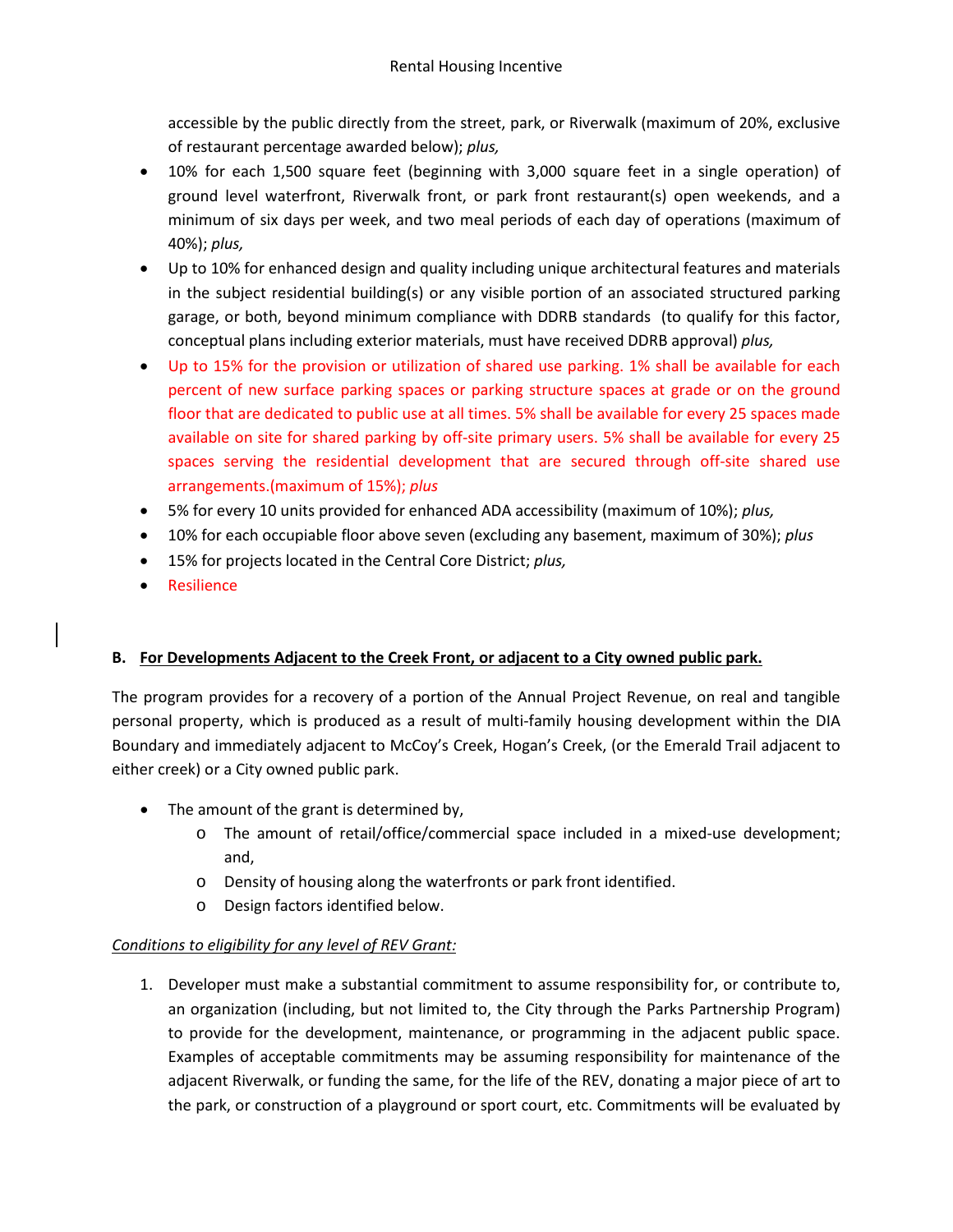accessible by the public directly from the street, park, or Riverwalk (maximum of 20%, exclusive of restaurant percentage awarded below); *plus,*

- 10% for each 1,500 square feet (beginning with 3,000 square feet in a single operation) of ground level waterfront, Riverwalk front, or park front restaurant(s) open weekends, and a minimum of six days per week, and two meal periods of each day of operations (maximum of 40%); *plus,*
- Up to 10% for enhanced design and quality including unique architectural features and materials in the subject residential building(s) or any visible portion of an associated structured parking garage, or both, beyond minimum compliance with DDRB standards (to qualify for this factor, conceptual plans including exterior materials, must have received DDRB approval) *plus,*
- Up to 15% for the provision or utilization of shared use parking. 1% shall be available for each percent of new surface parking spaces or parking structure spaces at grade or on the ground floor that are dedicated to public use at all times. 5% shall be available for every 25 spaces made available on site for shared parking by off-site primary users. 5% shall be available for every 25 spaces serving the residential development that are secured through off-site shared use arrangements.(maximum of 15%); *plus*
- 5% for every 10 units provided for enhanced ADA accessibility (maximum of 10%); *plus,*
- 10% for each occupiable floor above seven (excluding any basement, maximum of 30%); *plus*
- 15% for projects located in the Central Core District; *plus,*
- Resilience

## B. <u>For Developments Adjacent to the Creek Front, or adjacent to a City owned public park.</u>

The program provides for a recovery of a portion of the Annual Project Revenue, on real and tangible personal property, which is produced as a result of multi-family housing development within the DIA Boundary and immediately adjacent to McCoy's Creek, Hogan's Creek, (or the Emerald Trail adjacent to either creek) or a City owned public park.

- The amount of the grant is determined by,
  - The amount of retail/office/commercial space included in a mixed-use development; and,
  - Density of housing along the waterfronts or park front identified.
  - Design factors identified below.

*<u>Conditions to eligibility for any level of REV Grant:</u>*

1. Developer must make a substantial commitment to assume responsibility for, or contribute to, an organization (including, but not limited to, the City through the Parks Partnership Program) to provide for the development, maintenance, or programming in the adjacent public space. Examples of acceptable commitments may be assuming responsibility for maintenance of the adjacent Riverwalk, or funding the same, for the life of the REV, donating a major piece of art to the park, or construction of a playground or sport court, etc. Commitments will be evaluated by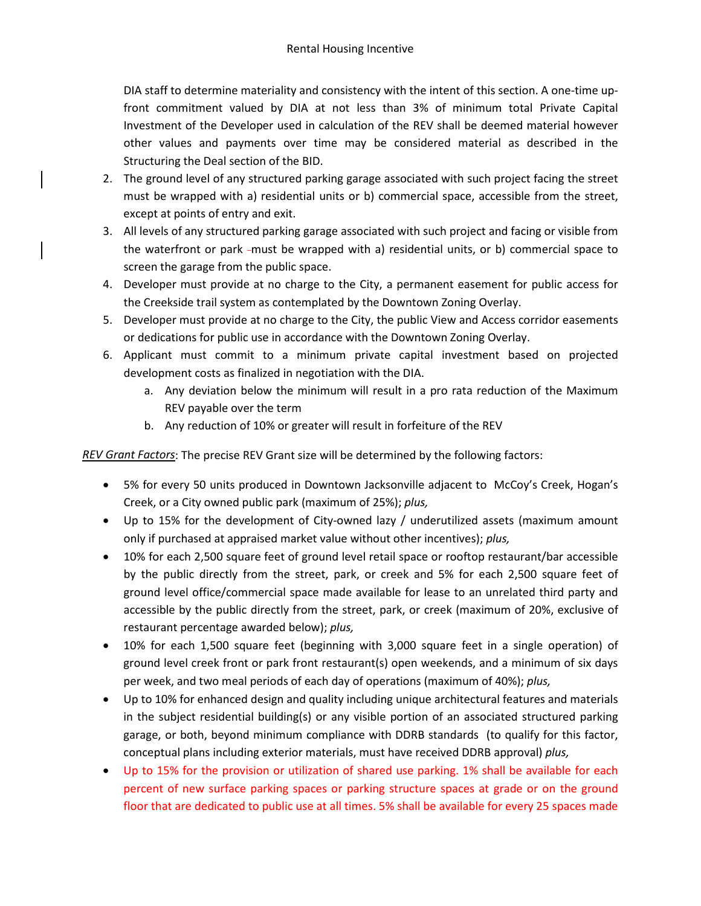DIA staff to determine materiality and consistency with the intent of this section. A one-time up-front commitment valued by DIA at not less than 3% of minimum total Private Capital Investment of the Developer used in calculation of the REV shall be deemed material however other values and payments over time may be considered material as described in the Structuring the Deal section of the BID.

2. The ground level of any structured parking garage associated with such project facing the street must be wrapped with a) residential units or b) commercial space, accessible from the street, except at points of entry and exit.
3. All levels of any structured parking garage associated with such project and facing or visible from the waterfront or park must be wrapped with a) residential units, or b) commercial space to screen the garage from the public space.
4. Developer must provide at no charge to the City, a permanent easement for public access for the Creekside trail system as contemplated by the Downtown Zoning Overlay.
5. Developer must provide at no charge to the City, the public View and Access corridor easements or dedications for public use in accordance with the Downtown Zoning Overlay.
6. Applicant must commit to a minimum private capital investment based on projected development costs as finalized in negotiation with the DIA.
   a. Any deviation below the minimum will result in a pro rata reduction of the Maximum REV payable over the term
   b. Any reduction of 10% or greater will result in forfeiture of the REV

*REV Grant Factors*: The precise REV Grant size will be determined by the following factors:

- 5% for every 50 units produced in Downtown Jacksonville adjacent to McCoy's Creek, Hogan's Creek, or a City owned public park (maximum of 25%); *plus,*
- Up to 15% for the development of City-owned lazy / underutilized assets (maximum amount only if purchased at appraised market value without other incentives); *plus,*
- 10% for each 2,500 square feet of ground level retail space or rooftop restaurant/bar accessible by the public directly from the street, park, or creek and 5% for each 2,500 square feet of ground level office/commercial space made available for lease to an unrelated third party and accessible by the public directly from the street, park, or creek (maximum of 20%, exclusive of restaurant percentage awarded below); *plus,*
- 10% for each 1,500 square feet (beginning with 3,000 square feet in a single operation) of ground level creek front or park front restaurant(s) open weekends, and a minimum of six days per week, and two meal periods of each day of operations (maximum of 40%); *plus,*
- Up to 10% for enhanced design and quality including unique architectural features and materials in the subject residential building(s) or any visible portion of an associated structured parking garage, or both, beyond minimum compliance with DDRB standards (to qualify for this factor, conceptual plans including exterior materials, must have received DDRB approval) *plus,*
- Up to 15% for the provision or utilization of shared use parking. 1% shall be available for each percent of new surface parking spaces or parking structure spaces at grade or on the ground floor that are dedicated to public use at all times. 5% shall be available for every 25 spaces made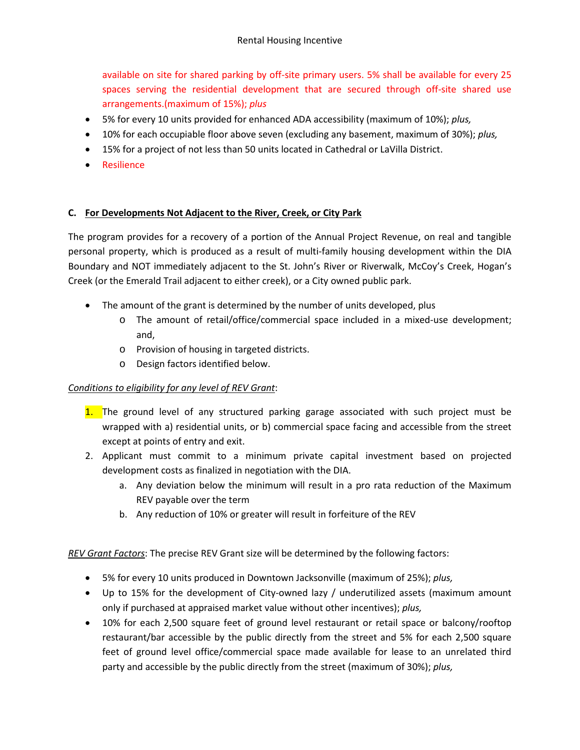available on site for shared parking by off-site primary users. 5% shall be available for every 25 spaces serving the residential development that are secured through off-site shared use arrangements.(maximum of 15%); *plus*

- 5% for every 10 units provided for enhanced ADA accessibility (maximum of 10%); *plus,*
- 10% for each occupiable floor above seven (excluding any basement, maximum of 30%); *plus,*
- 15% for a project of not less than 50 units located in Cathedral or LaVilla District.
- Resilience

## C. <u>For Developments Not Adjacent to the River, Creek, or City Park</u>

The program provides for a recovery of a portion of the Annual Project Revenue, on real and tangible personal property, which is produced as a result of multi-family housing development within the DIA Boundary and NOT immediately adjacent to the St. John's River or Riverwalk, McCoy's Creek, Hogan's Creek (or the Emerald Trail adjacent to either creek), or a City owned public park.

- The amount of the grant is determined by the number of units developed, plus
  - The amount of retail/office/commercial space included in a mixed-use development; and,
  - Provision of housing in targeted districts.
  - Design factors identified below.

*<u>Conditions to eligibility for any level of REV Grant</u>*:

1. The ground level of any structured parking garage associated with such project must be wrapped with a) residential units, or b) commercial space facing and accessible from the street except at points of entry and exit.
2. Applicant must commit to a minimum private capital investment based on projected development costs as finalized in negotiation with the DIA.
   a. Any deviation below the minimum will result in a pro rata reduction of the Maximum REV payable over the term
   b. Any reduction of 10% or greater will result in forfeiture of the REV

*<u>REV Grant Factors</u>*: The precise REV Grant size will be determined by the following factors:

- 5% for every 10 units produced in Downtown Jacksonville (maximum of 25%); *plus,*
- Up to 15% for the development of City-owned lazy / underutilized assets (maximum amount only if purchased at appraised market value without other incentives); *plus,*
- 10% for each 2,500 square feet of ground level restaurant or retail space or balcony/rooftop restaurant/bar accessible by the public directly from the street and 5% for each 2,500 square feet of ground level office/commercial space made available for lease to an unrelated third party and accessible by the public directly from the street (maximum of 30%); *plus,*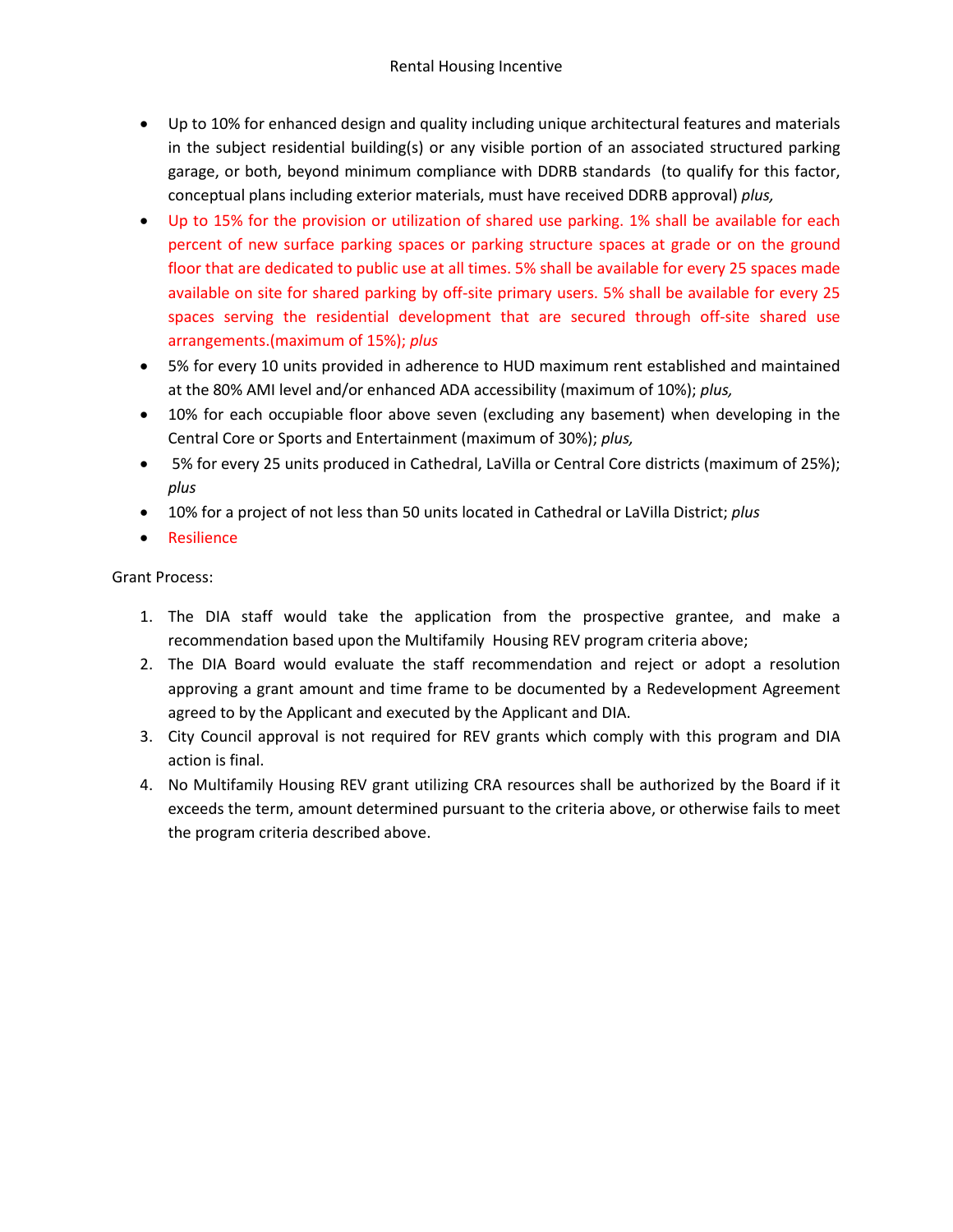- Up to 10% for enhanced design and quality including unique architectural features and materials in the subject residential building(s) or any visible portion of an associated structured parking garage, or both, beyond minimum compliance with DDRB standards (to qualify for this factor, conceptual plans including exterior materials, must have received DDRB approval) *plus,*
- Up to 15% for the provision or utilization of shared use parking. 1% shall be available for each percent of new surface parking spaces or parking structure spaces at grade or on the ground floor that are dedicated to public use at all times. 5% shall be available for every 25 spaces made available on site for shared parking by off-site primary users. 5% shall be available for every 25 spaces serving the residential development that are secured through off-site shared use arrangements.(maximum of 15%); *plus*
- 5% for every 10 units provided in adherence to HUD maximum rent established and maintained at the 80% AMI level and/or enhanced ADA accessibility (maximum of 10%); *plus,*
- 10% for each occupiable floor above seven (excluding any basement) when developing in the Central Core or Sports and Entertainment (maximum of 30%); *plus,*
- 5% for every 25 units produced in Cathedral, LaVilla or Central Core districts (maximum of 25%); *plus*
- 10% for a project of not less than 50 units located in Cathedral or LaVilla District; *plus*
- Resilience

Grant Process:

1. The DIA staff would take the application from the prospective grantee, and make a recommendation based upon the Multifamily Housing REV program criteria above;
2. The DIA Board would evaluate the staff recommendation and reject or adopt a resolution approving a grant amount and time frame to be documented by a Redevelopment Agreement agreed to by the Applicant and executed by the Applicant and DIA.
3. City Council approval is not required for REV grants which comply with this program and DIA action is final.
4. No Multifamily Housing REV grant utilizing CRA resources shall be authorized by the Board if it exceeds the term, amount determined pursuant to the criteria above, or otherwise fails to meet the program criteria described above.